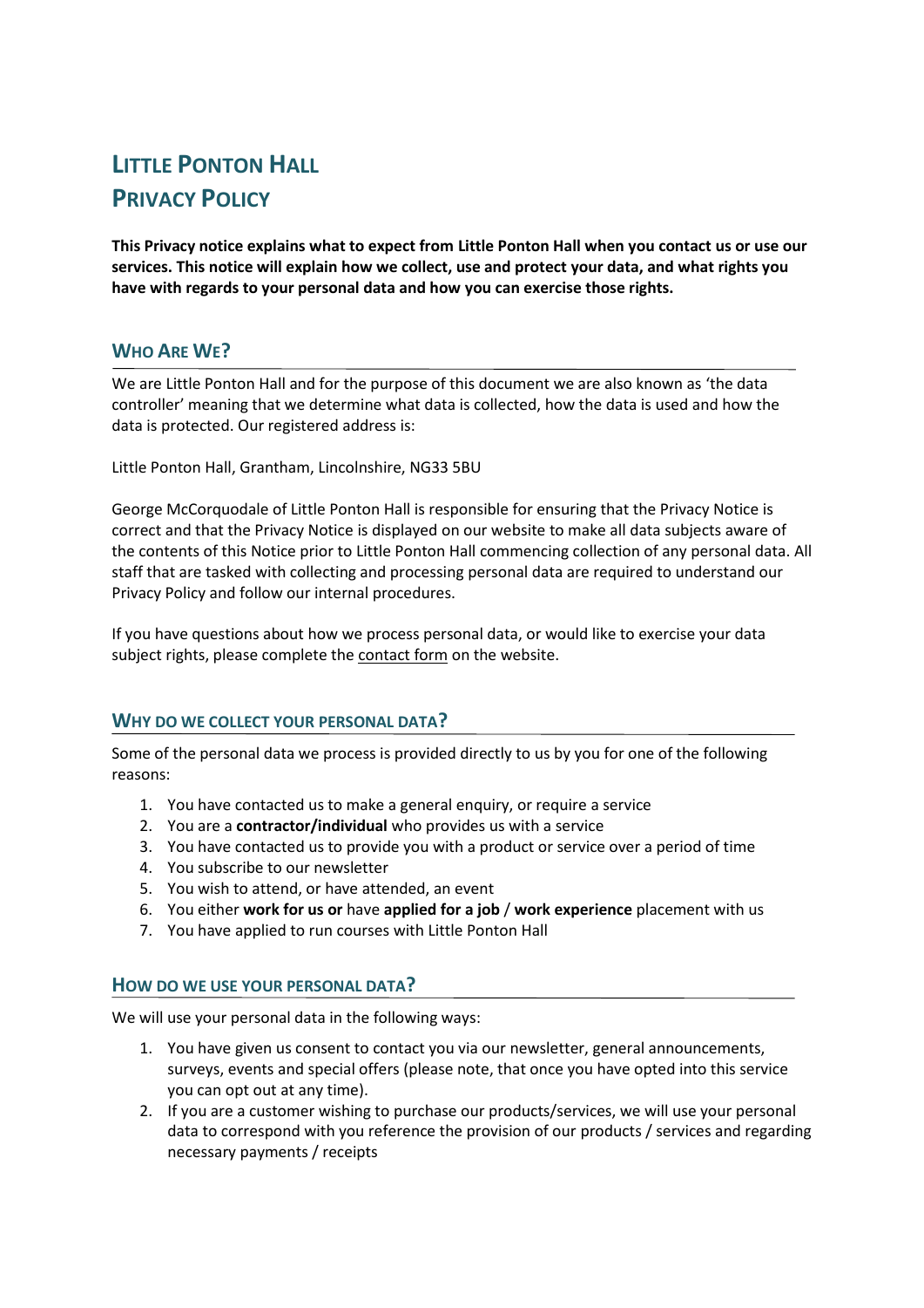# Little Ponton Hall
# Privacy Policy

**This Privacy notice explains what to expect from Little Ponton Hall when you contact us or use our services. This notice will explain how we collect, use and protect your data, and what rights you have with regards to your personal data and how you can exercise those rights.**

## Who Are We?

We are Little Ponton Hall and for the purpose of this document we are also known as 'the data controller' meaning that we determine what data is collected, how the data is used and how the data is protected. Our registered address is:

Little Ponton Hall, Grantham, Lincolnshire, NG33 5BU

George McCorquodale of Little Ponton Hall is responsible for ensuring that the Privacy Notice is correct and that the Privacy Notice is displayed on our website to make all data subjects aware of the contents of this Notice prior to Little Ponton Hall commencing collection of any personal data. All staff that are tasked with collecting and processing personal data are required to understand our Privacy Policy and follow our internal procedures.

If you have questions about how we process personal data, or would like to exercise your data subject rights, please complete the contact form on the website.

## Why do we collect your personal data?

Some of the personal data we process is provided directly to us by you for one of the following reasons:

1. You have contacted us to make a general enquiry, or require a service
2. You are a **contractor/individual** who provides us with a service
3. You have contacted us to provide you with a product or service over a period of time
4. You subscribe to our newsletter
5. You wish to attend, or have attended, an event
6. You either **work for us or** have **applied for a job** / **work experience** placement with us
7. You have applied to run courses with Little Ponton Hall

## How do we use your personal data?

We will use your personal data in the following ways:

1. You have given us consent to contact you via our newsletter, general announcements, surveys, events and special offers (please note, that once you have opted into this service you can opt out at any time).
2. If you are a customer wishing to purchase our products/services, we will use your personal data to correspond with you reference the provision of our products / services and regarding necessary payments / receipts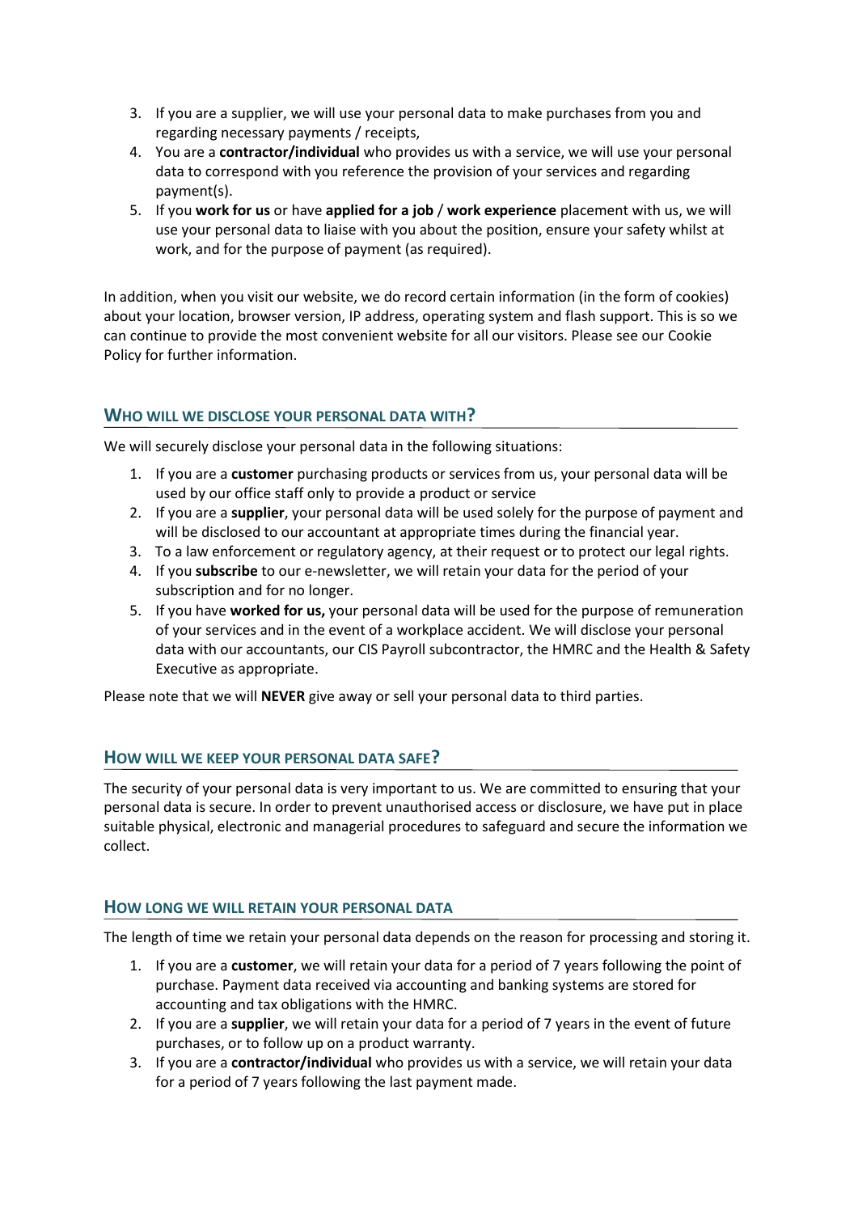3. If you are a supplier, we will use your personal data to make purchases from you and regarding necessary payments / receipts,
4. You are a **contractor/individual** who provides us with a service, we will use your personal data to correspond with you reference the provision of your services and regarding payment(s).
5. If you **work for us** or have **applied for a job** / **work experience** placement with us, we will use your personal data to liaise with you about the position, ensure your safety whilst at work, and for the purpose of payment (as required).

In addition, when you visit our website, we do record certain information (in the form of cookies) about your location, browser version, IP address, operating system and flash support. This is so we can continue to provide the most convenient website for all our visitors. Please see our Cookie Policy for further information.

## Who will we disclose your personal data with?

We will securely disclose your personal data in the following situations:

1. If you are a **customer** purchasing products or services from us, your personal data will be used by our office staff only to provide a product or service
2. If you are a **supplier**, your personal data will be used solely for the purpose of payment and will be disclosed to our accountant at appropriate times during the financial year.
3. To a law enforcement or regulatory agency, at their request or to protect our legal rights.
4. If you **subscribe** to our e-newsletter, we will retain your data for the period of your subscription and for no longer.
5. If you have **worked for us,** your personal data will be used for the purpose of remuneration of your services and in the event of a workplace accident. We will disclose your personal data with our accountants, our CIS Payroll subcontractor, the HMRC and the Health & Safety Executive as appropriate.

Please note that we will **NEVER** give away or sell your personal data to third parties.

## How will we keep your personal data safe?

The security of your personal data is very important to us. We are committed to ensuring that your personal data is secure. In order to prevent unauthorised access or disclosure, we have put in place suitable physical, electronic and managerial procedures to safeguard and secure the information we collect.

## How long we will retain your personal data

The length of time we retain your personal data depends on the reason for processing and storing it.

1. If you are a **customer**, we will retain your data for a period of 7 years following the point of purchase. Payment data received via accounting and banking systems are stored for accounting and tax obligations with the HMRC.
2. If you are a **supplier**, we will retain your data for a period of 7 years in the event of future purchases, or to follow up on a product warranty.
3. If you are a **contractor/individual** who provides us with a service, we will retain your data for a period of 7 years following the last payment made.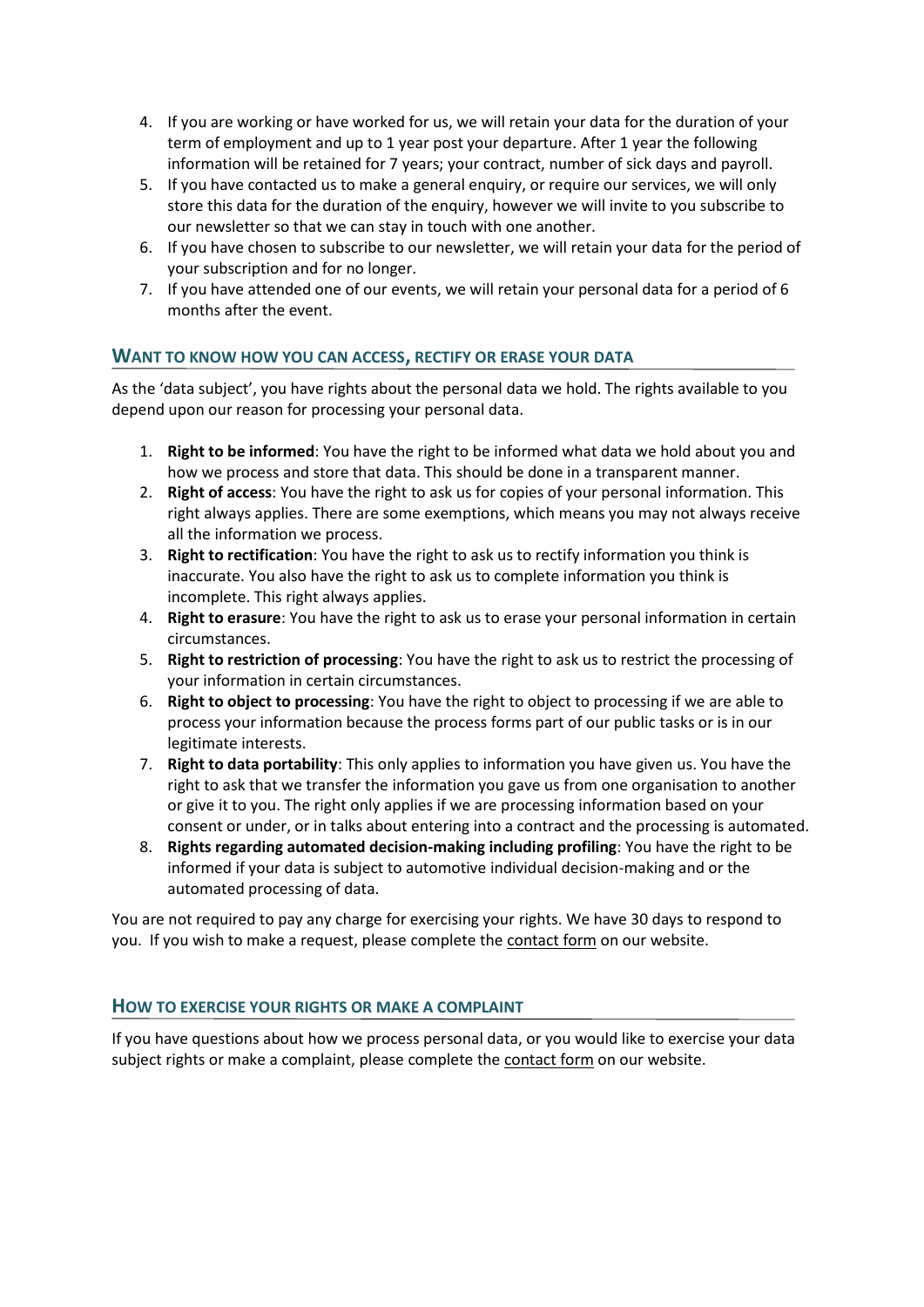4. If you are working or have worked for us, we will retain your data for the duration of your term of employment and up to 1 year post your departure. After 1 year the following information will be retained for 7 years; your contract, number of sick days and payroll.
5. If you have contacted us to make a general enquiry, or require our services, we will only store this data for the duration of the enquiry, however we will invite to you subscribe to our newsletter so that we can stay in touch with one another.
6. If you have chosen to subscribe to our newsletter, we will retain your data for the period of your subscription and for no longer.
7. If you have attended one of our events, we will retain your personal data for a period of 6 months after the event.

## WANT TO KNOW HOW YOU CAN ACCESS, RECTIFY OR ERASE YOUR DATA

As the 'data subject', you have rights about the personal data we hold. The rights available to you depend upon our reason for processing your personal data.

1. **Right to be informed**: You have the right to be informed what data we hold about you and how we process and store that data. This should be done in a transparent manner.
2. **Right of access**: You have the right to ask us for copies of your personal information. This right always applies. There are some exemptions, which means you may not always receive all the information we process.
3. **Right to rectification**: You have the right to ask us to rectify information you think is inaccurate. You also have the right to ask us to complete information you think is incomplete. This right always applies.
4. **Right to erasure**: You have the right to ask us to erase your personal information in certain circumstances.
5. **Right to restriction of processing**: You have the right to ask us to restrict the processing of your information in certain circumstances.
6. **Right to object to processing**: You have the right to object to processing if we are able to process your information because the process forms part of our public tasks or is in our legitimate interests.
7. **Right to data portability**: This only applies to information you have given us. You have the right to ask that we transfer the information you gave us from one organisation to another or give it to you. The right only applies if we are processing information based on your consent or under, or in talks about entering into a contract and the processing is automated.
8. **Rights regarding automated decision-making including profiling**: You have the right to be informed if your data is subject to automotive individual decision-making and or the automated processing of data.

You are not required to pay any charge for exercising your rights. We have 30 days to respond to you. If you wish to make a request, please complete the contact form on our website.

## HOW TO EXERCISE YOUR RIGHTS OR MAKE A COMPLAINT

If you have questions about how we process personal data, or you would like to exercise your data subject rights or make a complaint, please complete the contact form on our website.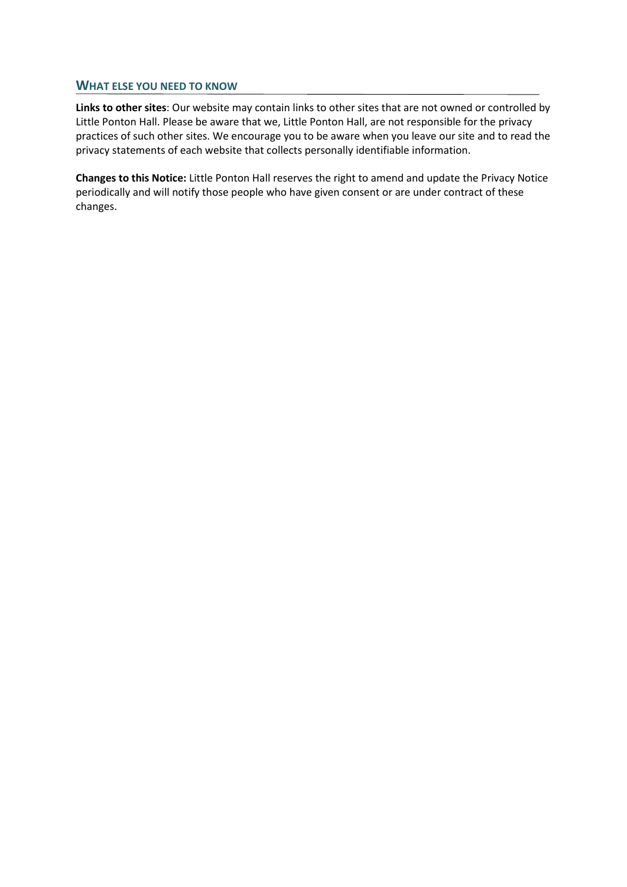## WHAT ELSE YOU NEED TO KNOW

**Links to other sites**: Our website may contain links to other sites that are not owned or controlled by Little Ponton Hall. Please be aware that we, Little Ponton Hall, are not responsible for the privacy practices of such other sites. We encourage you to be aware when you leave our site and to read the privacy statements of each website that collects personally identifiable information.

**Changes to this Notice:** Little Ponton Hall reserves the right to amend and update the Privacy Notice periodically and will notify those people who have given consent or are under contract of these changes.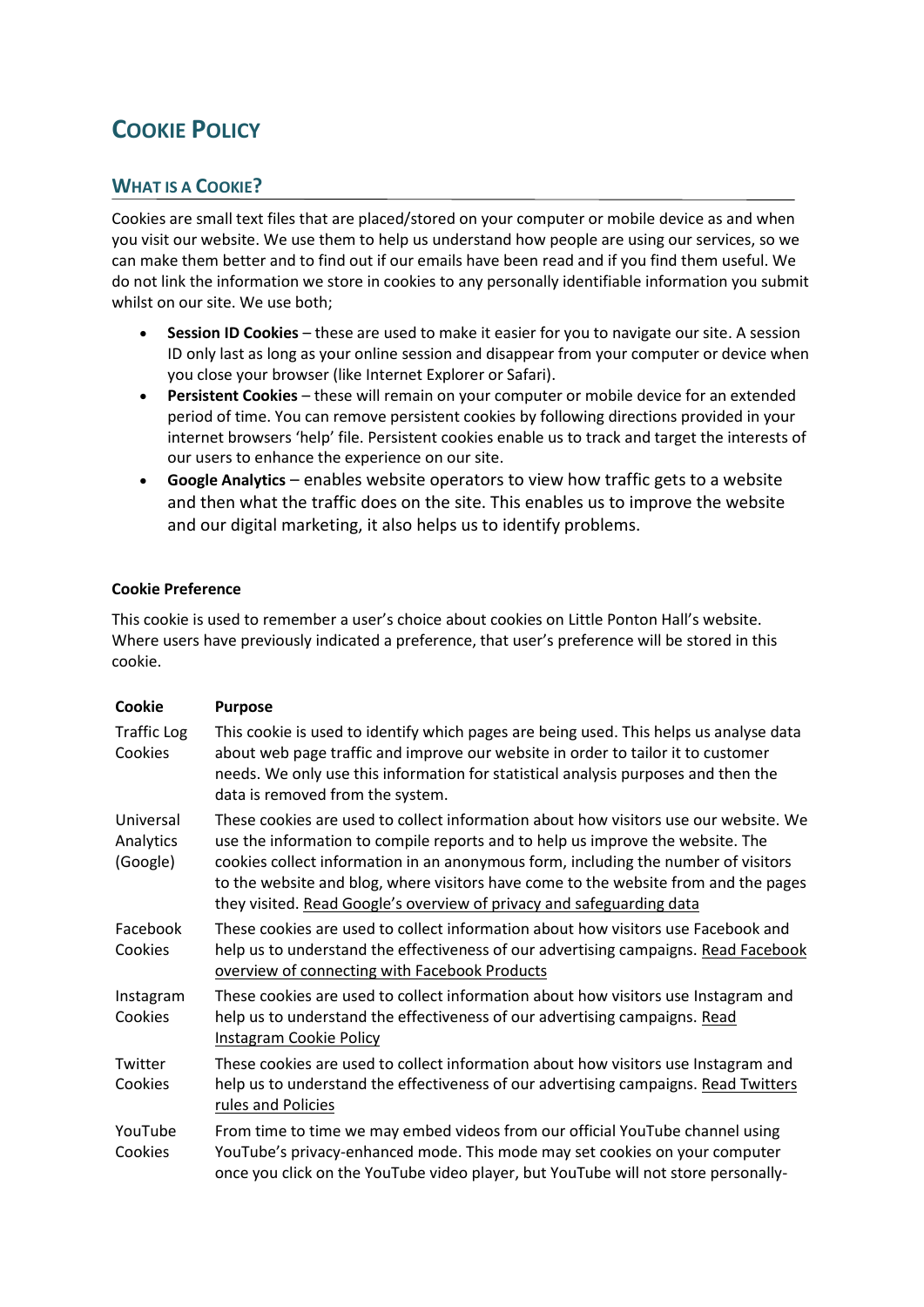# COOKIE POLICY

## WHAT IS A COOKIE?

Cookies are small text files that are placed/stored on your computer or mobile device as and when you visit our website. We use them to help us understand how people are using our services, so we can make them better and to find out if our emails have been read and if you find them useful. We do not link the information we store in cookies to any personally identifiable information you submit whilst on our site. We use both;

- **Session ID Cookies** – these are used to make it easier for you to navigate our site. A session ID only last as long as your online session and disappear from your computer or device when you close your browser (like Internet Explorer or Safari).
- **Persistent Cookies** – these will remain on your computer or mobile device for an extended period of time. You can remove persistent cookies by following directions provided in your internet browsers 'help' file. Persistent cookies enable us to track and target the interests of our users to enhance the experience on our site.
- **Google Analytics** – enables website operators to view how traffic gets to a website and then what the traffic does on the site. This enables us to improve the website and our digital marketing, it also helps us to identify problems.

**Cookie Preference**

This cookie is used to remember a user's choice about cookies on Little Ponton Hall's website. Where users have previously indicated a preference, that user's preference will be stored in this cookie.

| Cookie | Purpose |
|---|---|
| Traffic Log Cookies | This cookie is used to identify which pages are being used. This helps us analyse data about web page traffic and improve our website in order to tailor it to customer needs. We only use this information for statistical analysis purposes and then the data is removed from the system. |
| Universal Analytics (Google) | These cookies are used to collect information about how visitors use our website. We use the information to compile reports and to help us improve the website. The cookies collect information in an anonymous form, including the number of visitors to the website and blog, where visitors have come to the website from and the pages they visited. Read Google's overview of privacy and safeguarding data |
| Facebook Cookies | These cookies are used to collect information about how visitors use Facebook and help us to understand the effectiveness of our advertising campaigns. Read Facebook overview of connecting with Facebook Products |
| Instagram Cookies | These cookies are used to collect information about how visitors use Instagram and help us to understand the effectiveness of our advertising campaigns. Read Instagram Cookie Policy |
| Twitter Cookies | These cookies are used to collect information about how visitors use Instagram and help us to understand the effectiveness of our advertising campaigns. Read Twitters rules and Policies |
| YouTube Cookies | From time to time we may embed videos from our official YouTube channel using YouTube's privacy-enhanced mode. This mode may set cookies on your computer once you click on the YouTube video player, but YouTube will not store personally- |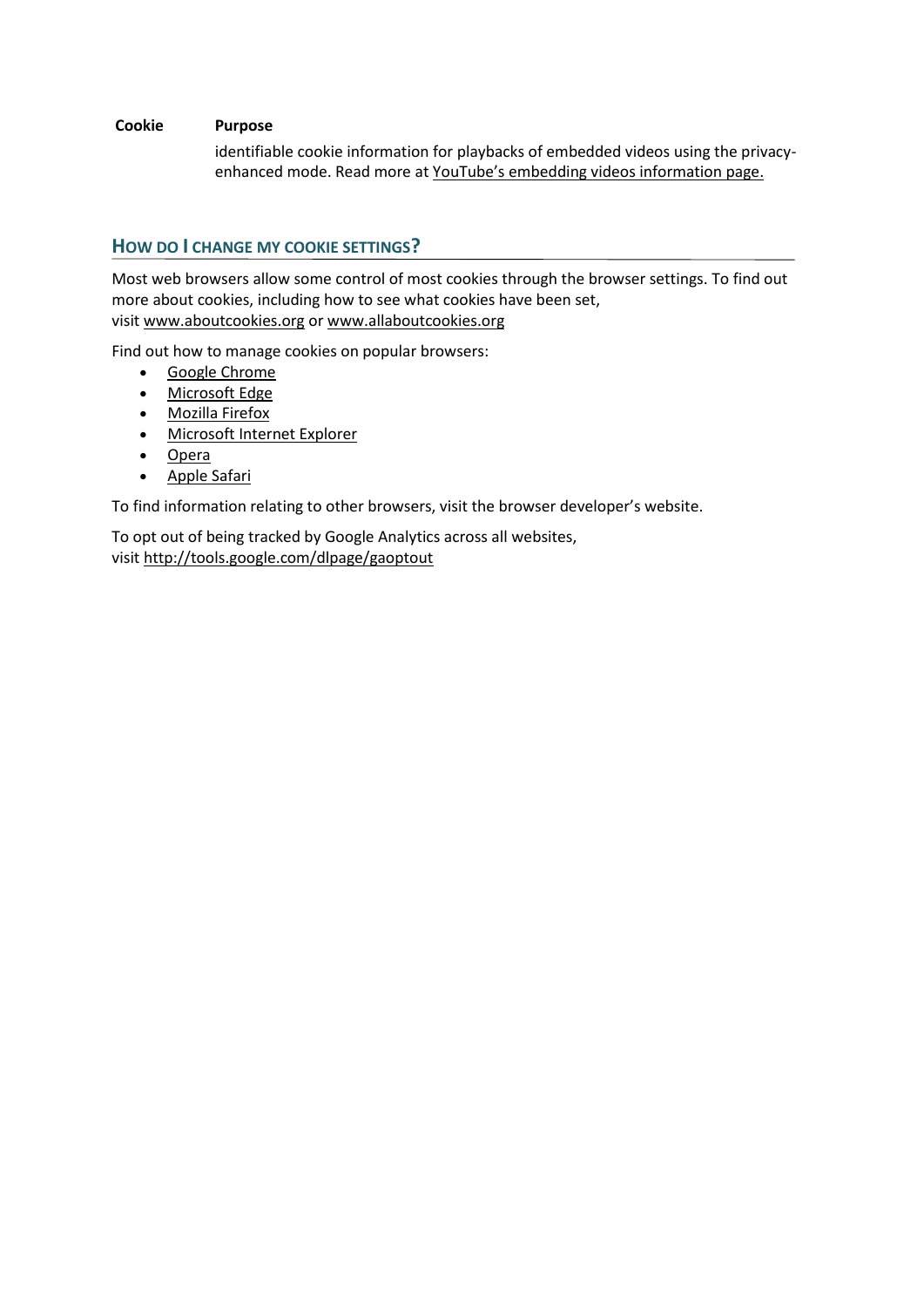| Cookie | Purpose |
|---|---|
| | identifiable cookie information for playbacks of embedded videos using the privacy-enhanced mode. Read more at YouTube's embedding videos information page. |

## How do I change my cookie settings?

Most web browsers allow some control of most cookies through the browser settings. To find out more about cookies, including how to see what cookies have been set, visit www.aboutcookies.org or www.allaboutcookies.org

Find out how to manage cookies on popular browsers:

- Google Chrome
- Microsoft Edge
- Mozilla Firefox
- Microsoft Internet Explorer
- Opera
- Apple Safari

To find information relating to other browsers, visit the browser developer's website.

To opt out of being tracked by Google Analytics across all websites, visit http://tools.google.com/dlpage/gaoptout